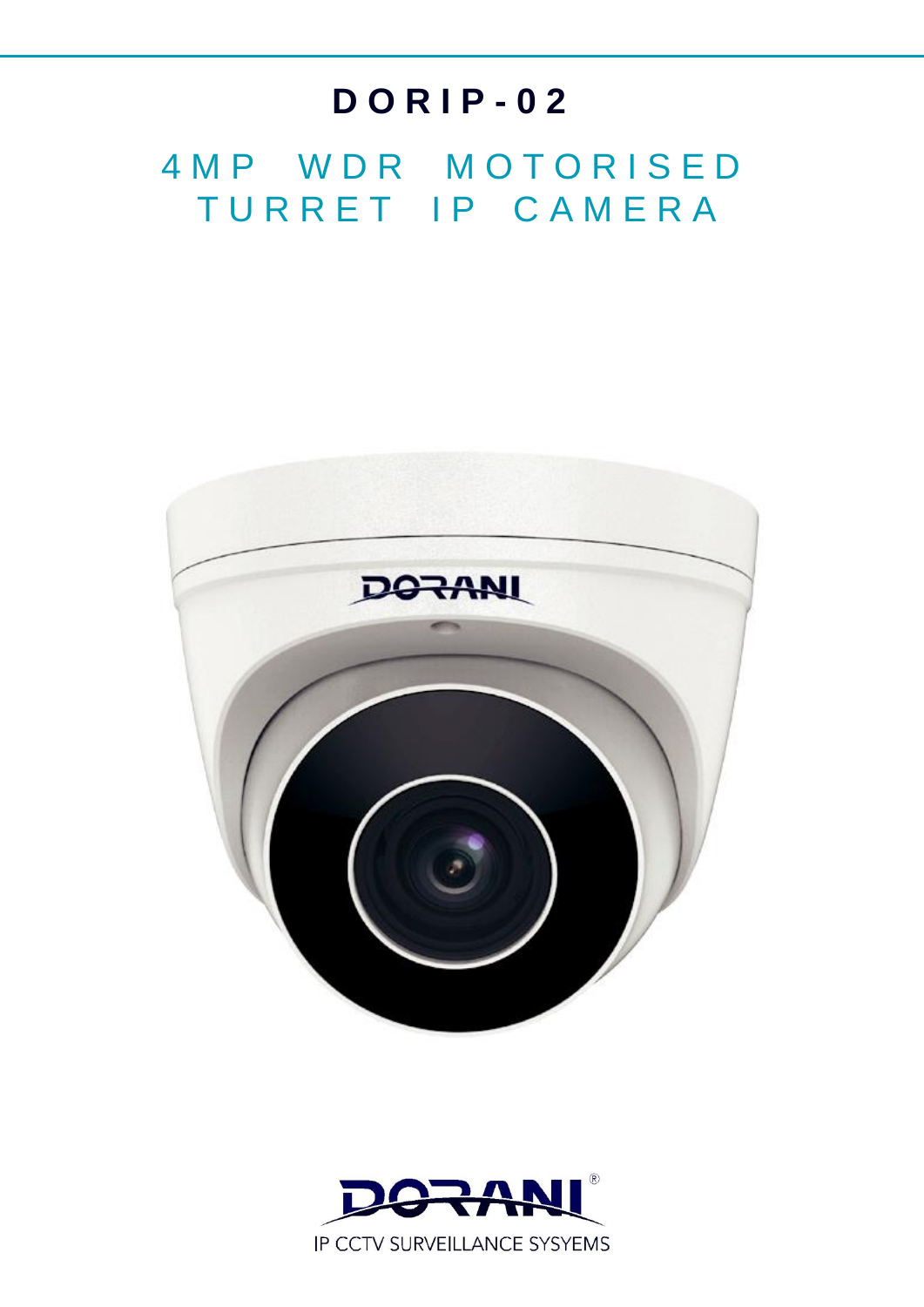# DORIP-02

## 4MP WDR MOTORISED TURRET IP CAMERA

DORANI®

IP CCTV SURVEILLANCE SYSYEMS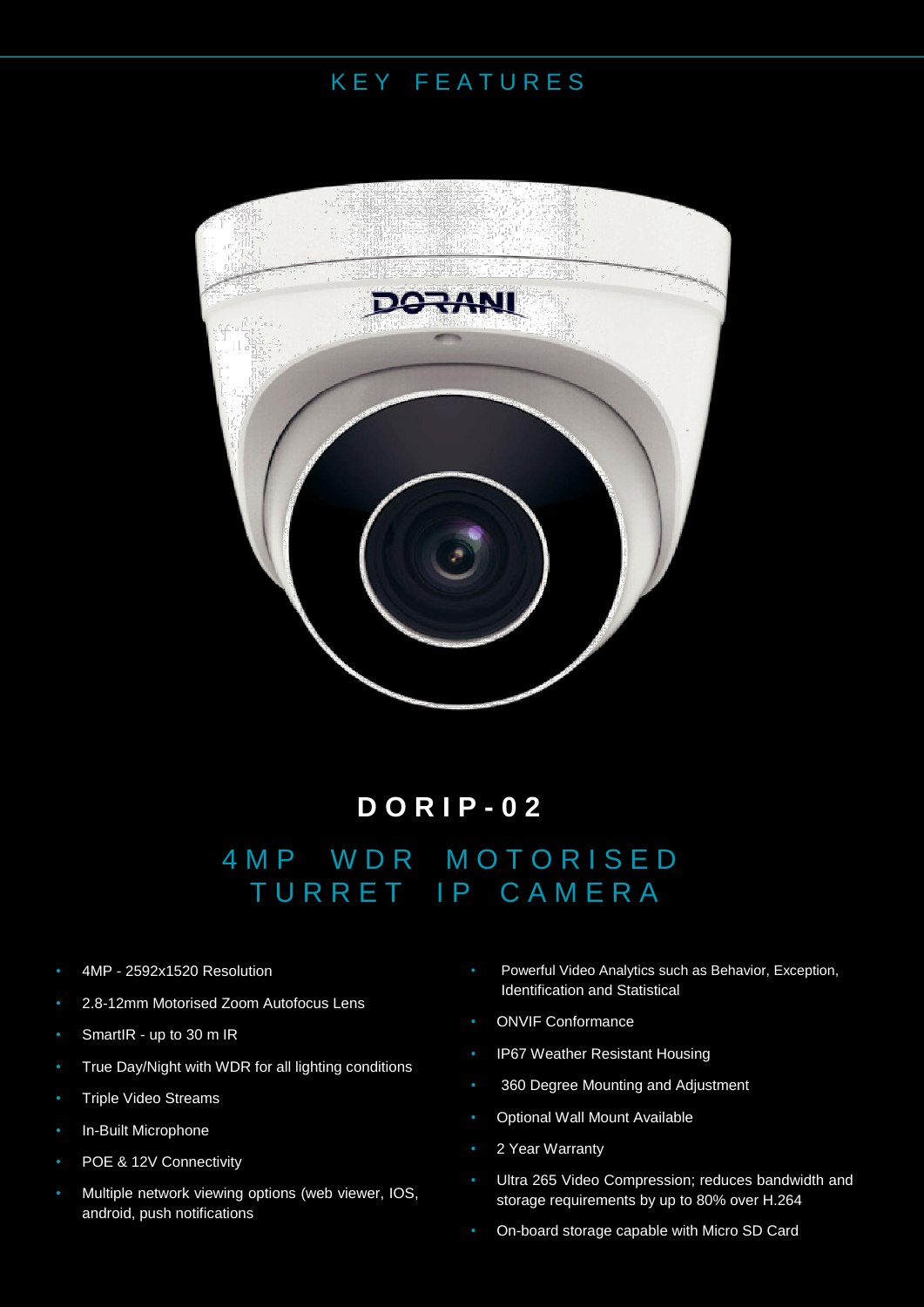## KEY FEATURES

# DORIP-02

## 4MP WDR MOTORISED TURRET IP CAMERA

- 4MP - 2592x1520 Resolution
- 2.8-12mm Motorised Zoom Autofocus Lens
- SmartIR - up to 30 m IR
- True Day/Night with WDR for all lighting conditions
- Triple Video Streams
- In-Built Microphone
- POE & 12V Connectivity
- Multiple network viewing options (web viewer, IOS, android, push notifications
- Powerful Video Analytics such as Behavior, Exception, Identification and Statistical
- ONVIF Conformance
- IP67 Weather Resistant Housing
- 360 Degree Mounting and Adjustment
- Optional Wall Mount Available
- 2 Year Warranty
- Ultra 265 Video Compression; reduces bandwidth and storage requirements by up to 80% over H.264
- On-board storage capable with Micro SD Card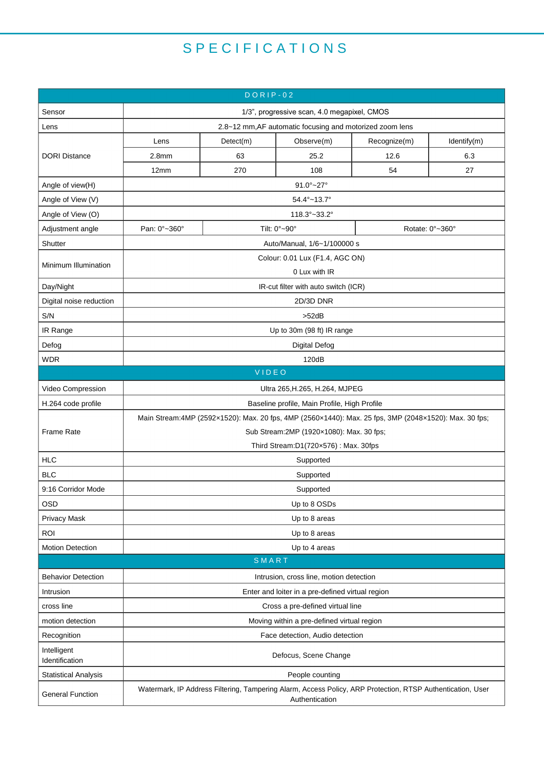# SPECIFICATIONS

| DORIP-02 | | | | | |
|---|---|---|---|---|---|
| Sensor | 1/3", progressive scan, 4.0 megapixel, CMOS | | | | |
| Lens | 2.8~12 mm,AF automatic focusing and motorized zoom lens | | | | |
| DORI Distance | Lens | Detect(m) | Observe(m) | Recognize(m) | Identify(m) |
| | 2.8mm | 63 | 25.2 | 12.6 | 6.3 |
| | 12mm | 270 | 108 | 54 | 27 |
| Angle of view(H) | 91.0°~27° | | | | |
| Angle of View (V) | 54.4°~13.7° | | | | |
| Angle of View (O) | 118.3°~33.2° | | | | |
| Adjustment angle | Pan: 0°~360° | Tilt: 0°~90° | | Rotate: 0°~360° | |
| Shutter | Auto/Manual, 1/6~1/100000 s | | | | |
| Minimum Illumination | Colour: 0.01 Lux (F1.4, AGC ON)<br>0 Lux with IR | | | | |
| Day/Night | IR-cut filter with auto switch (ICR) | | | | |
| Digital noise reduction | 2D/3D DNR | | | | |
| S/N | >52dB | | | | |
| IR Range | Up to 30m (98 ft) IR range | | | | |
| Defog | Digital Defog | | | | |
| WDR | 120dB | | | | |
| **VIDEO** | | | | | |
| Video Compression | Ultra 265,H.265, H.264, MJPEG | | | | |
| H.264 code profile | Baseline profile, Main Profile, High Profile | | | | |
| Frame Rate | Main Stream:4MP (2592×1520): Max. 20 fps, 4MP (2560×1440): Max. 25 fps, 3MP (2048×1520): Max. 30 fps;<br>Sub Stream:2MP (1920×1080): Max. 30 fps;<br>Third Stream:D1(720×576) : Max. 30fps | | | | |
| HLC | Supported | | | | |
| BLC | Supported | | | | |
| 9:16 Corridor Mode | Supported | | | | |
| OSD | Up to 8 OSDs | | | | |
| Privacy Mask | Up to 8 areas | | | | |
| ROI | Up to 8 areas | | | | |
| Motion Detection | Up to 4 areas | | | | |
| **SMART** | | | | | |
| Behavior Detection | Intrusion, cross line, motion detection | | | | |
| Intrusion | Enter and loiter in a pre-defined virtual region | | | | |
| cross line | Cross a pre-defined virtual line | | | | |
| motion detection | Moving within a pre-defined virtual region | | | | |
| Recognition | Face detection, Audio detection | | | | |
| Intelligent Identification | Defocus, Scene Change | | | | |
| Statistical Analysis | People counting | | | | |
| General Function | Watermark, IP Address Filtering, Tampering Alarm, Access Policy, ARP Protection, RTSP Authentication, User Authentication | | | | |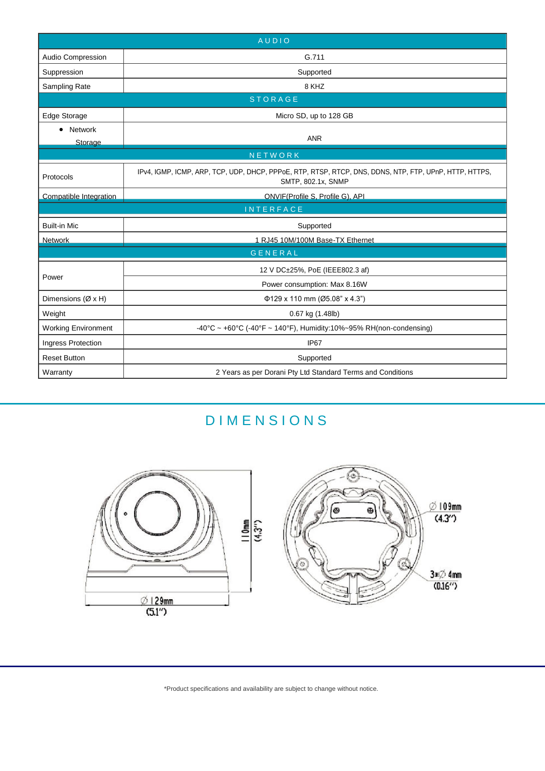| | |
|---|---|
| **AUDIO** | |
| Audio Compression | G.711 |
| Suppression | Supported |
| Sampling Rate | 8 KHZ |
| **STORAGE** | |
| Edge Storage | Micro SD, up to 128 GB |
| • Network Storage | ANR |
| **NETWORK** | |
| Protocols | IPv4, IGMP, ICMP, ARP, TCP, UDP, DHCP, PPPoE, RTP, RTSP, RTCP, DNS, DDNS, NTP, FTP, UPnP, HTTP, HTTPS, SMTP, 802.1x, SNMP |
| Compatible Integration | ONVIF(Profile S, Profile G), API |
| **INTERFACE** | |
| Built-in Mic | Supported |
| Network | 1 RJ45 10M/100M Base-TX Ethernet |
| **GENERAL** | |
| Power | 12 V DC±25%, PoE (IEEE802.3 af) |
| | Power consumption: Max 8.16W |
| Dimensions (Ø x H) | Φ129 x 110 mm (Ø5.08" x 4.3") |
| Weight | 0.67 kg (1.48lb) |
| Working Environment | -40°C ~ +60°C (-40°F ~ 140°F), Humidity:10%~95% RH(non-condensing) |
| Ingress Protection | IP67 |
| Reset Button | Supported |
| Warranty | 2 Years as per Dorani Pty Ltd Standard Terms and Conditions |

## DIMENSIONS

110mm
(4.3")

∅129mm
(5.1")

∅109mm
(4.3")

3*∅4mm
(0.16")

*Product specifications and availability are subject to change without notice.